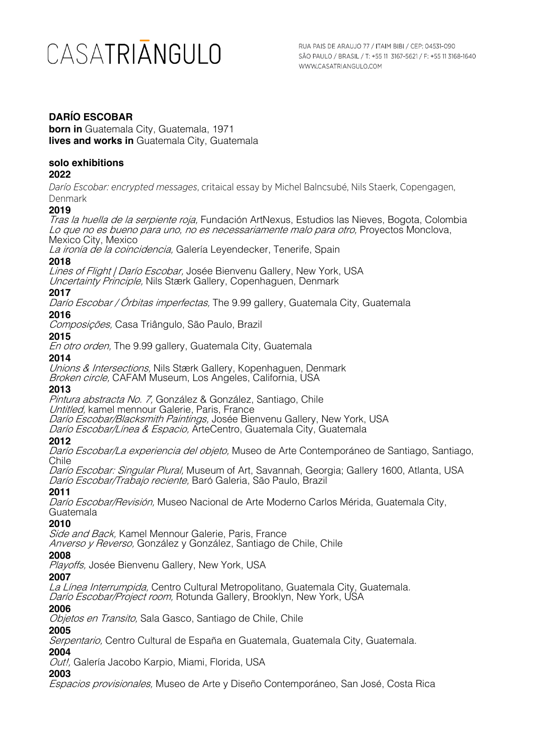**DARÍO ESCOBAR**
**born in** Guatemala City, Guatemala, 1971
**lives and works in** Guatemala City, Guatemala

**solo exhibitions**

**2022**
*Darío Escobar: encrypted messages*, critaical essay by Michel Balncsubé, Nils Staerk, Copengagen, Denmark

**2019**
*Tras la huella de la serpiente roja,* Fundación ArtNexus, Estudios las Nieves, Bogota, Colombia
*Lo que no es bueno para uno, no es necessariamente malo para otro,* Proyectos Monclova, Mexico City, Mexico
*La ironía de la coincidencia,* Galería Leyendecker, Tenerife, Spain

**2018**
*Lines of Flight | Darío Escobar,* Josée Bienvenu Gallery, New York, USA
*Uncertainty Principle,* Nils Stærk Gallery, Copenhaguen, Denmark

**2017**
*Darío Escobar / Órbitas imperfectas,* The 9.99 gallery, Guatemala City, Guatemala

**2016**
*Composições,* Casa Triângulo, São Paulo, Brazil

**2015**
*En otro orden,* The 9.99 gallery, Guatemala City, Guatemala

**2014**
*Unions & Intersections,* Nils Stærk Gallery, Kopenhaguen, Denmark
*Broken circle,* CAFAM Museum, Los Angeles, California, USA

**2013**
*Pintura abstracta No. 7,* González & González, Santiago, Chile
*Untitled,* kamel mennour Galerie, Paris, France
*Darío Escobar/Blacksmith Paintings,* Josée Bienvenu Gallery, New York, USA
*Darío Escobar/Línea & Espacio,* ArteCentro, Guatemala City, Guatemala

**2012**
*Darío Escobar/La experiencia del objeto,* Museo de Arte Contemporáneo de Santiago, Santiago, Chile
*Darío Escobar: Singular Plural,* Museum of Art, Savannah, Georgia; Gallery 1600, Atlanta, USA
*Darío Escobar/Trabajo reciente,* Baró Galeria, São Paulo, Brazil

**2011**
*Darío Escobar/Revisión,* Museo Nacional de Arte Moderno Carlos Mérida, Guatemala City, Guatemala

**2010**
*Side and Back,* Kamel Mennour Galerie, Paris, France
*Anverso y Reverso,* González y González, Santiago de Chile, Chile

**2008**
*Playoffs,* Josée Bienvenu Gallery, New York, USA

**2007**
*La Línea Interrumpida,* Centro Cultural Metropolitano, Guatemala City, Guatemala.
*Darío Escobar/Project room,* Rotunda Gallery, Brooklyn, New York, USA

**2006**
*Objetos en Transito,* Sala Gasco, Santiago de Chile, Chile

**2005**
*Serpentario,* Centro Cultural de España en Guatemala, Guatemala City, Guatemala.

**2004**
*Out!,* Galería Jacobo Karpio, Miami, Florida, USA

**2003**
*Espacios provisionales,* Museo de Arte y Diseño Contemporáneo, San José, Costa Rica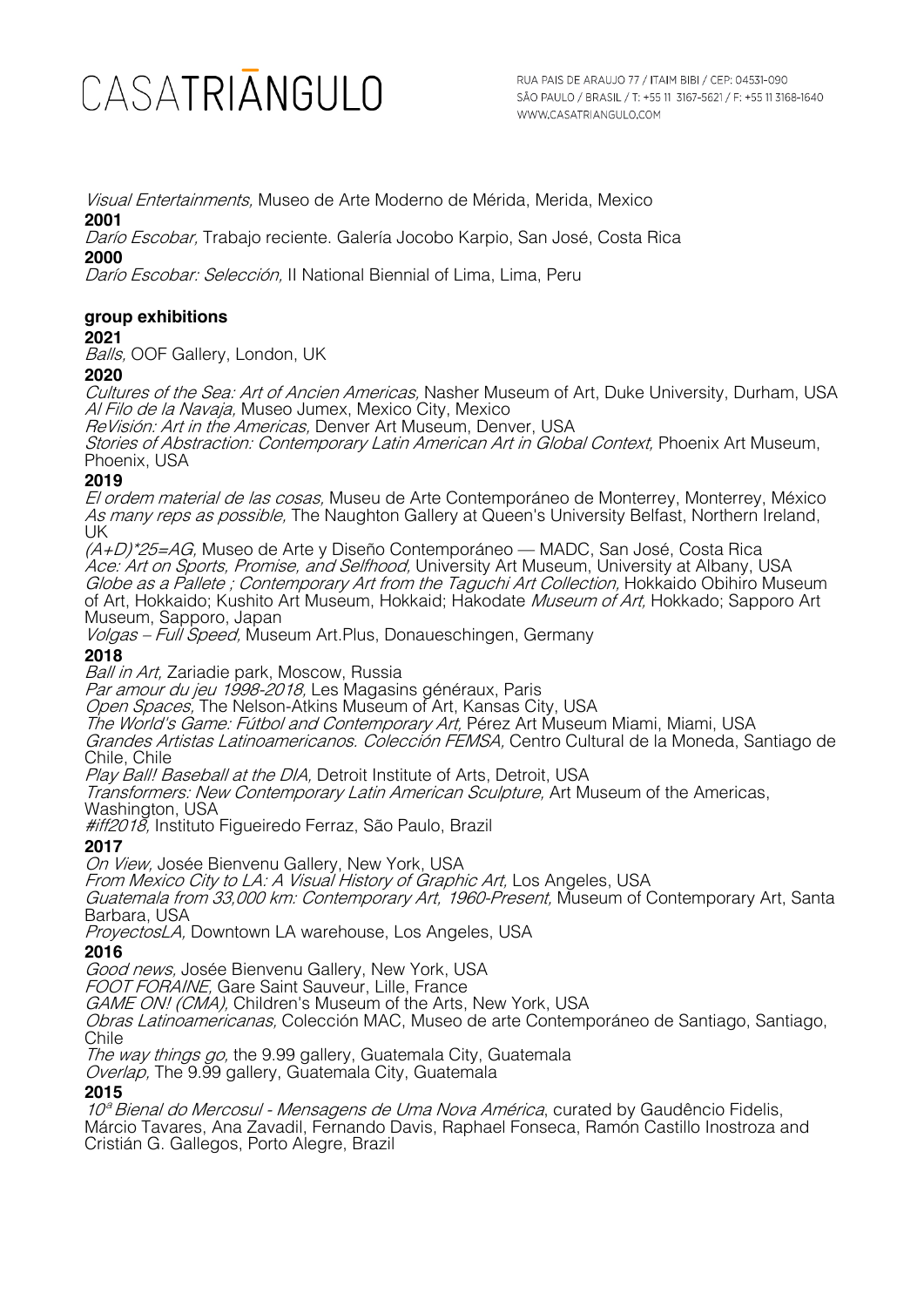*Visual Entertainments,* Museo de Arte Moderno de Mérida, Merida, Mexico

**2001**

*Darío Escobar,* Trabajo reciente. Galería Jocobo Karpio, San José, Costa Rica

**2000**

*Darío Escobar: Selección,* II National Biennial of Lima, Lima, Peru

## group exhibitions

**2021**

*Balls,* OOF Gallery, London, UK

**2020**

*Cultures of the Sea: Art of Ancien Americas,* Nasher Museum of Art, Duke University, Durham, USA
*Al Filo de la Navaja,* Museo Jumex, Mexico City, Mexico
*ReVisión: Art in the Americas,* Denver Art Museum, Denver, USA
*Stories of Abstraction: Contemporary Latin American Art in Global Context,* Phoenix Art Museum, Phoenix, USA

**2019**

*El ordem material de las cosas,* Museu de Arte Contemporáneo de Monterrey, Monterrey, México
*As many reps as possible,* The Naughton Gallery at Queen's University Belfast, Northern Ireland, UK
*(A+D)*25=AG,* Museo de Arte y Diseño Contemporáneo — MADC, San José, Costa Rica
*Ace: Art on Sports, Promise, and Selfhood,* University Art Museum, University at Albany, USA
*Globe as a Pallete ; Contemporary Art from the Taguchi Art Collection,* Hokkaido Obihiro Museum of Art, Hokkaido; Kushito Art Museum, Hokkaid; Hakodate *Museum of Art,* Hokkado; Sapporo Art Museum, Sapporo, Japan
*Volgas – Full Speed,* Museum Art.Plus, Donaueschingen, Germany

**2018**

*Ball in Art,* Zariadie park, Moscow, Russia
*Par amour du jeu 1998-2018,* Les Magasins généraux, Paris
*Open Spaces,* The Nelson-Atkins Museum of Art, Kansas City, USA
*The World's Game: Fútbol and Contemporary Art,* Pérez Art Museum Miami, Miami, USA
*Grandes Artistas Latinoamericanos. Colección FEMSA,* Centro Cultural de la Moneda, Santiago de Chile, Chile
*Play Ball! Baseball at the DIA,* Detroit Institute of Arts, Detroit, USA
*Transformers: New Contemporary Latin American Sculpture,* Art Museum of the Americas, Washington, USA
*#iff2018,* Instituto Figueiredo Ferraz, São Paulo, Brazil

**2017**

*On View,* Josée Bienvenu Gallery, New York, USA
*From Mexico City to LA: A Visual History of Graphic Art,* Los Angeles, USA
*Guatemala from 33,000 km: Contemporary Art, 1960-Present,* Museum of Contemporary Art, Santa Barbara, USA
*ProyectosLA,* Downtown LA warehouse, Los Angeles, USA

**2016**

*Good news,* Josée Bienvenu Gallery, New York, USA
*FOOT FORAINE,* Gare Saint Sauveur, Lille, France
*GAME ON! (CMA),* Children's Museum of the Arts, New York, USA
*Obras Latinoamericanas,* Colección MAC, Museo de arte Contemporáneo de Santiago, Santiago, Chile
*The way things go,* the 9.99 gallery, Guatemala City, Guatemala
*Overlap,* The 9.99 gallery, Guatemala City, Guatemala

**2015**

*10ª Bienal do Mercosul - Mensagens de Uma Nova América*, curated by Gaudêncio Fidelis, Márcio Tavares, Ana Zavadil, Fernando Davis, Raphael Fonseca, Ramón Castillo Inostroza and Cristián G. Gallegos, Porto Alegre, Brazil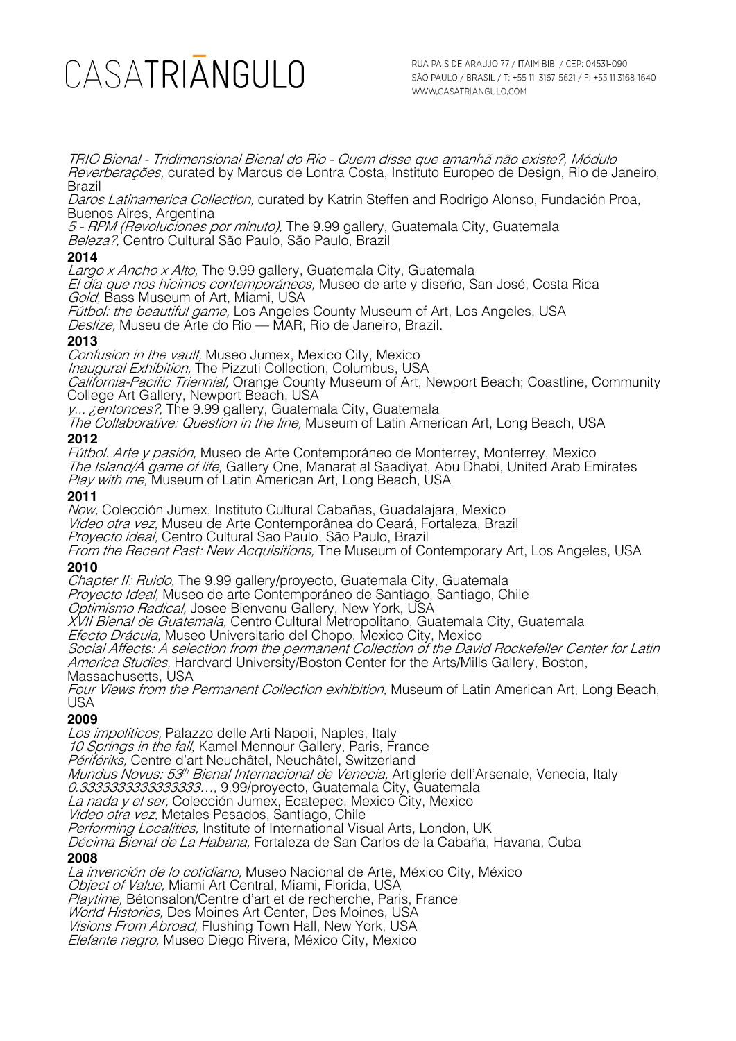*TRIO Bienal - Tridimensional Bienal do Rio - Quem disse que amanhã não existe?, Módulo Reverberações,* curated by Marcus de Lontra Costa, Instituto Europeo de Design, Rio de Janeiro, Brazil
*Daros Latinamerica Collection,* curated by Katrin Steffen and Rodrigo Alonso, Fundación Proa, Buenos Aires, Argentina
*5 - RPM (Revoluciones por minuto),* The 9.99 gallery, Guatemala City, Guatemala
*Beleza?,* Centro Cultural São Paulo, São Paulo, Brazil

**2014**
*Largo x Ancho x Alto,* The 9.99 gallery, Guatemala City, Guatemala
*El día que nos hicimos contemporáneos,* Museo de arte y diseño, San José, Costa Rica
*Gold,* Bass Museum of Art, Miami, USA
*Fútbol: the beautiful game,* Los Angeles County Museum of Art, Los Angeles, USA
*Deslize,* Museu de Arte do Rio — MAR, Rio de Janeiro, Brazil.

**2013**
*Confusion in the vault,* Museo Jumex, Mexico City, Mexico
*Inaugural Exhibition,* The Pizzuti Collection, Columbus, USA
*California-Pacific Triennial,* Orange County Museum of Art, Newport Beach; Coastline, Community College Art Gallery, Newport Beach, USA
*y... ¿entonces?,* The 9.99 gallery, Guatemala City, Guatemala
*The Collaborative: Question in the line,* Museum of Latin American Art, Long Beach, USA

**2012**
*Fútbol. Arte y pasión,* Museo de Arte Contemporáneo de Monterrey, Monterrey, Mexico
*The Island/A game of life,* Gallery One, Manarat al Saadiyat, Abu Dhabi, United Arab Emirates
*Play with me,* Museum of Latin American Art, Long Beach, USA

**2011**
*Now,* Colección Jumex, Instituto Cultural Cabañas, Guadalajara, Mexico
*Video otra vez,* Museu de Arte Contemporânea do Ceará, Fortaleza, Brazil
*Proyecto ideal,* Centro Cultural Sao Paulo, São Paulo, Brazil
*From the Recent Past: New Acquisitions,* The Museum of Contemporary Art, Los Angeles, USA

**2010**
*Chapter II: Ruido,* The 9.99 gallery/proyecto, Guatemala City, Guatemala
*Proyecto Ideal,* Museo de arte Contemporáneo de Santiago, Santiago, Chile
*Optimismo Radical,* Josee Bienvenu Gallery, New York, USA
*XVII Bienal de Guatemala,* Centro Cultural Metropolitano, Guatemala City, Guatemala
*Efecto Drácula,* Museo Universitario del Chopo, Mexico City, Mexico
*Social Affects: A selection from the permanent Collection of the David Rockefeller Center for Latin America Studies,* Hardvard University/Boston Center for the Arts/Mills Gallery, Boston, Massachusetts, USA
*Four Views from the Permanent Collection exhibition,* Museum of Latin American Art, Long Beach, USA

**2009**
*Los impoliticos,* Palazzo delle Arti Napoli, Naples, Italy
*10 Springs in the fall,* Kamel Mennour Gallery, Paris, France
*Périfériks,* Centre d'art Neuchâtel, Neuchâtel, Switzerland
*Mundus Novus: 53th Bienal Internacional de Venecia,* Artiglerie dell'Arsenale, Venecia, Italy
*0.3333333333333333…,* 9.99/proyecto, Guatemala City, Guatemala
*La nada y el ser,* Colección Jumex, Ecatepec, Mexico City, Mexico
*Video otra vez,* Metales Pesados, Santiago, Chile
*Performing Localities,* Institute of International Visual Arts, London, UK
*Décima Bienal de La Habana,* Fortaleza de San Carlos de la Cabaña, Havana, Cuba

**2008**
*La invención de lo cotidiano,* Museo Nacional de Arte, México City, México
*Object of Value,* Miami Art Central, Miami, Florida, USA
*Playtime,* Bétonsalon/Centre d'art et de recherche, Paris, France
*World Histories,* Des Moines Art Center, Des Moines, USA
*Visions From Abroad,* Flushing Town Hall, New York, USA
*Elefante negro,* Museo Diego Rivera, México City, Mexico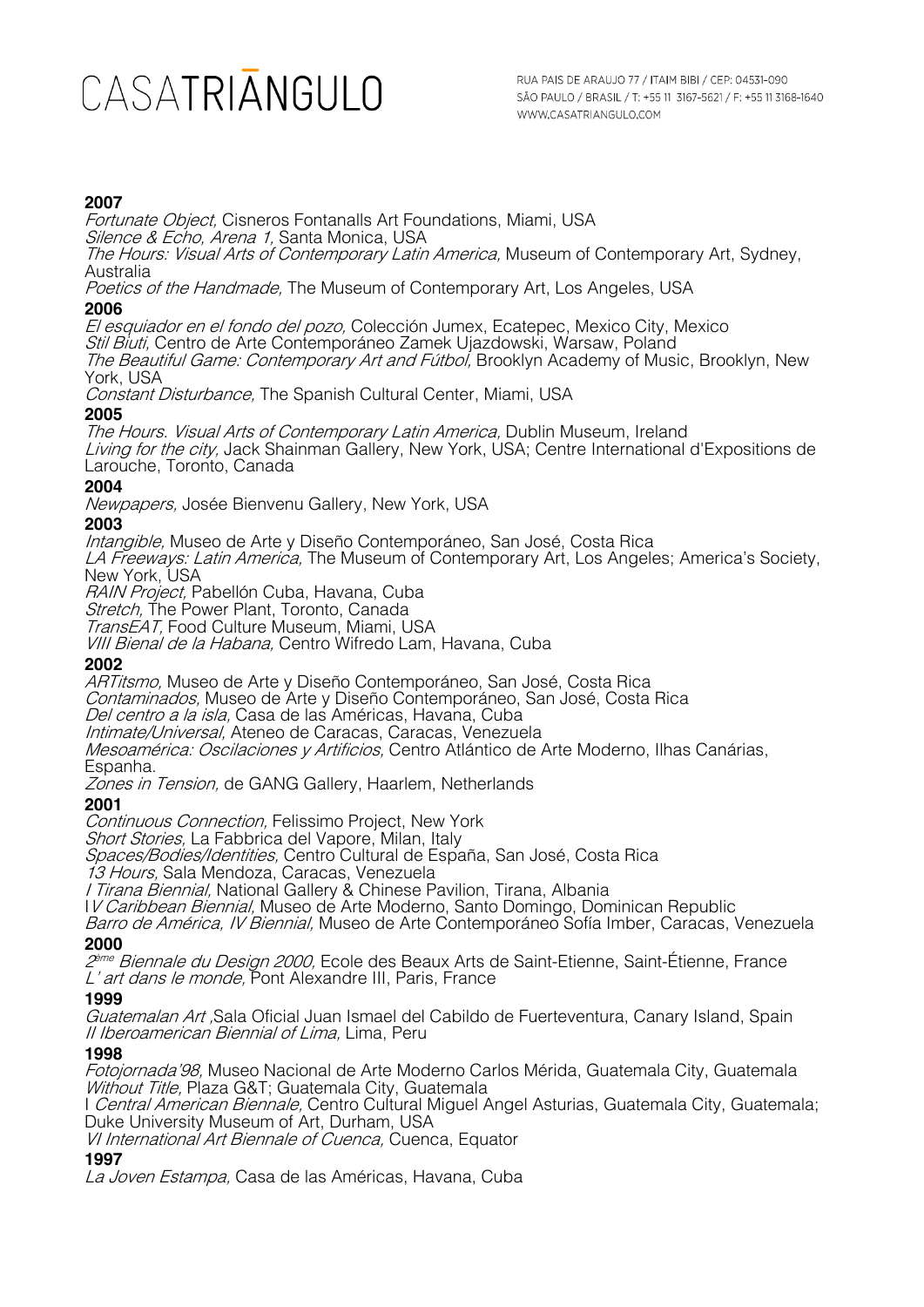**2007**

*Fortunate Object,* Cisneros Fontanalls Art Foundations, Miami, USA
*Silence & Echo, Arena 1,* Santa Monica, USA
*The Hours: Visual Arts of Contemporary Latin America,* Museum of Contemporary Art, Sydney, Australia
*Poetics of the Handmade,* The Museum of Contemporary Art, Los Angeles, USA

**2006**

*El esquiador en el fondo del pozo,* Colección Jumex, Ecatepec, Mexico City, Mexico
*Stil Biuti,* Centro de Arte Contemporáneo Zamek Ujazdowski, Warsaw, Poland
*The Beautiful Game: Contemporary Art and Fútbol,* Brooklyn Academy of Music, Brooklyn, New York, USA
*Constant Disturbance,* The Spanish Cultural Center, Miami, USA

**2005**

*The Hours. Visual Arts of Contemporary Latin America,* Dublin Museum, Ireland
*Living for the city,* Jack Shainman Gallery, New York, USA; Centre International d'Expositions de Larouche, Toronto, Canada

**2004**

*Newpapers,* Josée Bienvenu Gallery, New York, USA

**2003**

*Intangible,* Museo de Arte y Diseño Contemporáneo, San José, Costa Rica
*LA Freeways: Latin America,* The Museum of Contemporary Art, Los Angeles; America's Society, New York, USA
*RAIN Project,* Pabellón Cuba, Havana, Cuba
*Stretch,* The Power Plant, Toronto, Canada
*TransEAT,* Food Culture Museum, Miami, USA
*VIII Bienal de la Habana,* Centro Wifredo Lam, Havana, Cuba

**2002**

*ARTitsmo,* Museo de Arte y Diseño Contemporáneo, San José, Costa Rica
*Contaminados,* Museo de Arte y Diseño Contemporáneo, San José, Costa Rica
*Del centro a la isla,* Casa de las Américas, Havana, Cuba
*Intimate/Universal,* Ateneo de Caracas, Caracas, Venezuela
*Mesoamérica: Oscilaciones y Artificios,* Centro Atlántico de Arte Moderno, Ilhas Canárias, Espanha.
*Zones in Tension,* de GANG Gallery, Haarlem, Netherlands

**2001**

*Continuous Connection,* Felissimo Project, New York
*Short Stories,* La Fabbrica del Vapore, Milan, Italy
*Spaces/Bodies/Identities,* Centro Cultural de España, San José, Costa Rica
*13 Hours,* Sala Mendoza, Caracas, Venezuela
*I Tirana Biennial,* National Gallery & Chinese Pavilion, Tirana, Albania
I*V Caribbean Biennial,* Museo de Arte Moderno, Santo Domingo, Dominican Republic
*Barro de América, IV Biennial,* Museo de Arte Contemporáneo Sofía Imber, Caracas, Venezuela

**2000**

*2ème Biennale du Design 2000,* Ecole des Beaux Arts de Saint-Etienne, Saint-Étienne, France
*L' art dans le monde,* Pont Alexandre III, Paris, France

**1999**

*Guatemalan Art* ,Sala Oficial Juan Ismael del Cabildo de Fuerteventura, Canary Island, Spain
*II Iberoamerican Biennial of Lima,* Lima, Peru

**1998**

*Fotojornada'98,* Museo Nacional de Arte Moderno Carlos Mérida, Guatemala City, Guatemala
*Without Title,* Plaza G&T; Guatemala City, Guatemala
I *Central American Biennale,* Centro Cultural Miguel Angel Asturias, Guatemala City, Guatemala; Duke University Museum of Art, Durham, USA
*VI International Art Biennale of Cuenca,* Cuenca, Equator

**1997**

*La Joven Estampa,* Casa de las Américas, Havana, Cuba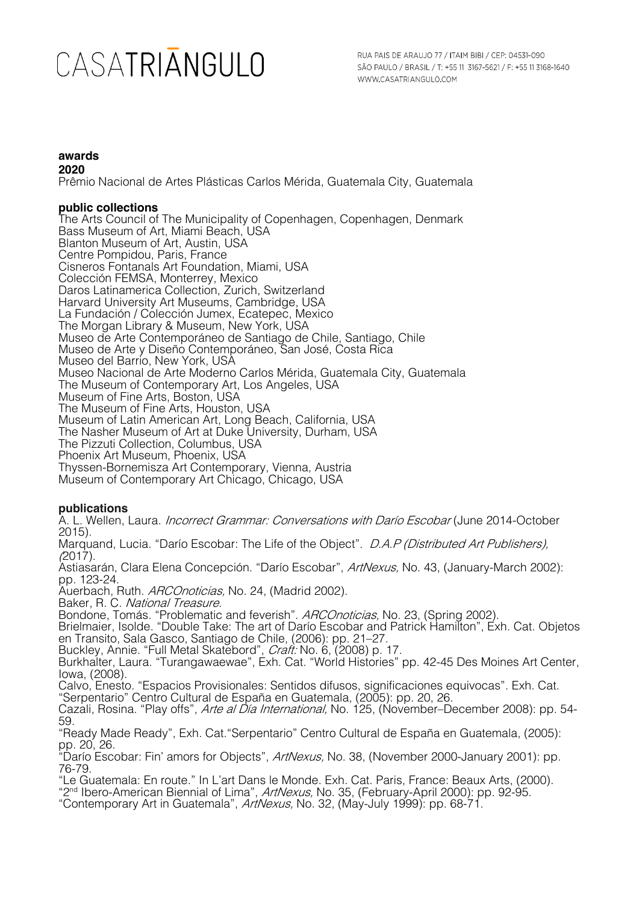## awards

**2020**

Prêmio Nacional de Artes Plásticas Carlos Mérida, Guatemala City, Guatemala

## public collections

The Arts Council of The Municipality of Copenhagen, Copenhagen, Denmark
Bass Museum of Art, Miami Beach, USA
Blanton Museum of Art, Austin, USA
Centre Pompidou, Paris, France
Cisneros Fontanals Art Foundation, Miami, USA
Colección FEMSA, Monterrey, Mexico
Daros Latinamerica Collection, Zurich, Switzerland
Harvard University Art Museums, Cambridge, USA
La Fundación / Colección Jumex, Ecatepec, Mexico
The Morgan Library & Museum, New York, USA
Museo de Arte Contemporáneo de Santiago de Chile, Santiago, Chile
Museo de Arte y Diseño Contemporáneo, San José, Costa Rica
Museo del Barrio, New York, USA
Museo Nacional de Arte Moderno Carlos Mérida, Guatemala City, Guatemala
The Museum of Contemporary Art, Los Angeles, USA
Museum of Fine Arts, Boston, USA
The Museum of Fine Arts, Houston, USA
Museum of Latin American Art, Long Beach, California, USA
The Nasher Museum of Art at Duke University, Durham, USA
The Pizzuti Collection, Columbus, USA
Phoenix Art Museum, Phoenix, USA
Thyssen-Bornemisza Art Contemporary, Vienna, Austria
Museum of Contemporary Art Chicago, Chicago, USA

## publications

A. L. Wellen, Laura. *Incorrect Grammar: Conversations with Darío Escobar* (June 2014-October 2015).
Marquand, Lucia. "Darío Escobar: The Life of the Object". *D.A.P (Distributed Art Publishers), (*2017).
Astiasarán, Clara Elena Concepción. "Darío Escobar", *ArtNexus,* No. 43, (January-March 2002): pp. 123-24.
Auerbach, Ruth. *ARCOnoticias,* No. 24, (Madrid 2002).
Baker, R. C. *National Treasure.*
Bondone, Tomás. "Problematic and feverish". *ARCOnoticias,* No. 23, (Spring 2002).
Brielmaier, Isolde. "Double Take: The art of Darío Escobar and Patrick Hamilton", Exh. Cat. Objetos en Transito, Sala Gasco, Santiago de Chile, (2006): pp. 21–27.
Buckley, Annie. "Full Metal Skatebord", *Craft:* No. 6, (2008) p. 17.
Burkhalter, Laura. "Turangawaewae", Exh. Cat. "World Histories" pp. 42-45 Des Moines Art Center, Iowa, (2008).
Calvo, Enesto. "Espacios Provisionales: Sentidos difusos, significaciones equivocas". Exh. Cat. "Serpentario" Centro Cultural de España en Guatemala, (2005): pp. 20, 26.
Cazali, Rosina. "Play offs", *Arte al Día International,* No. 125, (November–December 2008): pp. 54-59.
"Ready Made Ready", Exh. Cat."Serpentario" Centro Cultural de España en Guatemala, (2005): pp. 20, 26.
"Darío Escobar: Fin' amors for Objects", *ArtNexus,* No. 38, (November 2000-January 2001): pp. 76-79.
"Le Guatemala: En route." In L'art Dans le Monde. Exh. Cat. Paris, France: Beaux Arts, (2000).
"2nd Ibero-American Biennial of Lima", *ArtNexus,* No. 35, (February-April 2000): pp. 92-95.
"Contemporary Art in Guatemala", *ArtNexus,* No. 32, (May-July 1999): pp. 68-71.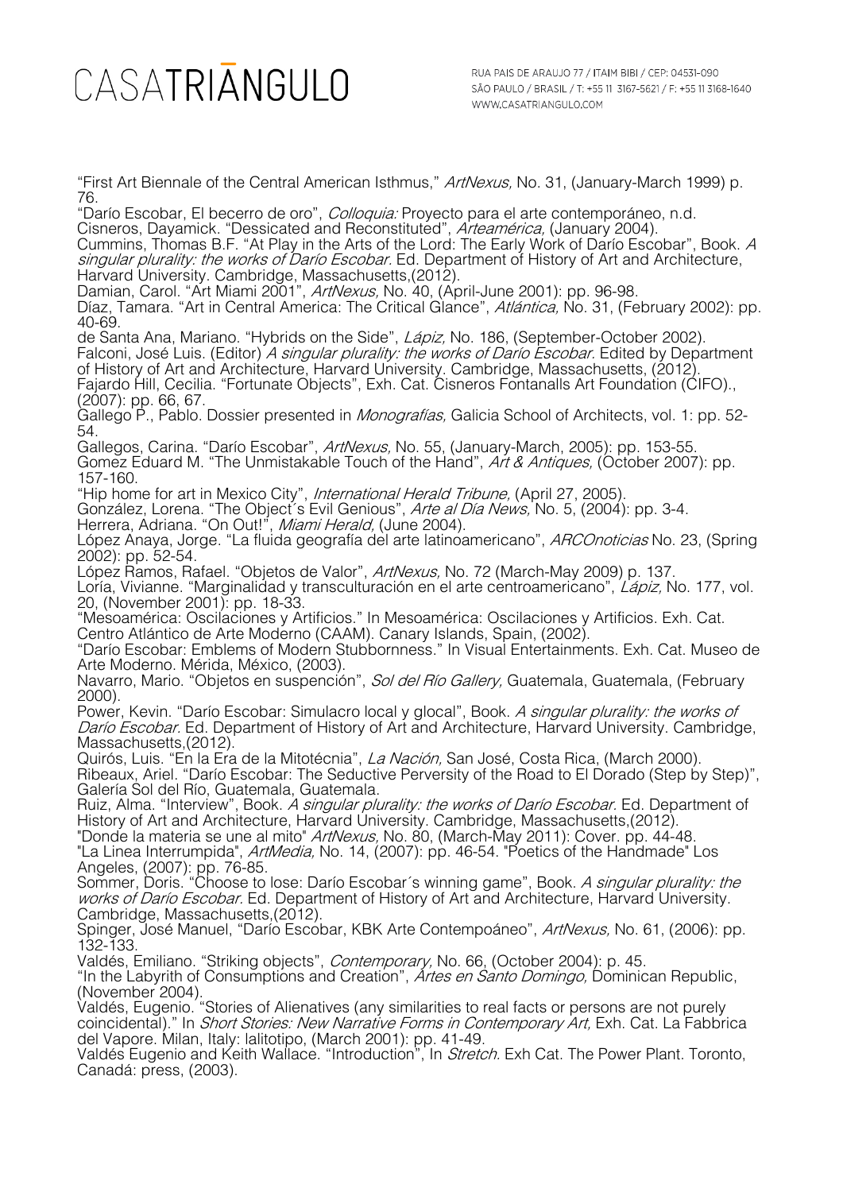"First Art Biennale of the Central American Isthmus," *ArtNexus,* No. 31, (January-March 1999) p. 76.
"Darío Escobar, El becerro de oro", *Colloquia:* Proyecto para el arte contemporáneo, n.d.
Cisneros, Dayamick. "Dessicated and Reconstituted", *Arteamérica,* (January 2004).
Cummins, Thomas B.F. "At Play in the Arts of the Lord: The Early Work of Darío Escobar", Book. *A singular plurality: the works of Darío Escobar.* Ed. Department of History of Art and Architecture, Harvard University. Cambridge, Massachusetts,(2012).
Damian, Carol. "Art Miami 2001", *ArtNexus,* No. 40, (April-June 2001): pp. 96-98.
Díaz, Tamara. "Art in Central America: The Critical Glance", *Atlántica,* No. 31, (February 2002): pp. 40-69.
de Santa Ana, Mariano. "Hybrids on the Side", *Lápiz,* No. 186, (September-October 2002).
Falconi, José Luis. (Editor) *A singular plurality: the works of Darío Escobar.* Edited by Department of History of Art and Architecture, Harvard University. Cambridge, Massachusetts, (2012).
Fajardo Hill, Cecilia. "Fortunate Objects", Exh. Cat. Cisneros Fontanalls Art Foundation (CIFO)., (2007): pp. 66, 67.
Gallego P., Pablo. Dossier presented in *Monografías,* Galicia School of Architects, vol. 1: pp. 52-54.
Gallegos, Carina. "Darío Escobar", *ArtNexus,* No. 55, (January-March, 2005): pp. 153-55.
Gomez Eduard M. "The Unmistakable Touch of the Hand", *Art & Antiques,* (October 2007): pp. 157-160.
"Hip home for art in Mexico City", *International Herald Tribune,* (April 27, 2005).
González, Lorena. "The Object´s Evil Genious", *Arte al Día News,* No. 5, (2004): pp. 3-4.
Herrera, Adriana. "On Out!", *Miami Herald,* (June 2004).
López Anaya, Jorge. "La fluida geografía del arte latinoamericano", *ARCOnoticias* No. 23, (Spring 2002): pp. 52-54.
López Ramos, Rafael. "Objetos de Valor", *ArtNexus,* No. 72 (March-May 2009) p. 137.
Loría, Vivianne. "Marginalidad y transculturación en el arte centroamericano", *Lápiz,* No. 177, vol. 20, (November 2001): pp. 18-33.
"Mesoamérica: Oscilaciones y Artificios." In Mesoamérica: Oscilaciones y Artificios. Exh. Cat. Centro Atlántico de Arte Moderno (CAAM). Canary Islands, Spain, (2002).
"Darío Escobar: Emblems of Modern Stubbornness." In Visual Entertainments. Exh. Cat. Museo de Arte Moderno. Mérida, México, (2003).
Navarro, Mario. "Objetos en suspención", *Sol del Río Gallery,* Guatemala, Guatemala, (February 2000).
Power, Kevin. "Darío Escobar: Simulacro local y glocal", Book. *A singular plurality: the works of Darío Escobar.* Ed. Department of History of Art and Architecture, Harvard University. Cambridge, Massachusetts,(2012).
Quirós, Luis. "En la Era de la Mitotécnia", *La Nación,* San José, Costa Rica, (March 2000).
Ribeaux, Ariel. "Darío Escobar: The Seductive Perversity of the Road to El Dorado (Step by Step)", Galería Sol del Río, Guatemala, Guatemala.
Ruiz, Alma. "Interview", Book. *A singular plurality: the works of Darío Escobar.* Ed. Department of History of Art and Architecture, Harvard University. Cambridge, Massachusetts,(2012).
"Donde la materia se une al mito" *ArtNexus,* No. 80, (March-May 2011): Cover. pp. 44-48.
"La Linea Interrumpida", *ArtMedia,* No. 14, (2007): pp. 46-54. "Poetics of the Handmade" Los Angeles, (2007): pp. 76-85.
Sommer, Doris. "Choose to lose: Darío Escobar´s winning game", Book. *A singular plurality: the works of Darío Escobar.* Ed. Department of History of Art and Architecture, Harvard University. Cambridge, Massachusetts,(2012).
Spinger, José Manuel, "Darío Escobar, KBK Arte Contempoáneo", *ArtNexus,* No. 61, (2006): pp. 132-133.
Valdés, Emiliano. "Striking objects", *Contemporary,* No. 66, (October 2004): p. 45.
"In the Labyrith of Consumptions and Creation", *Artes en Santo Domingo,* Dominican Republic, (November 2004).
Valdés, Eugenio. "Stories of Alienatives (any similarities to real facts or persons are not purely coincidental)." In *Short Stories: New Narrative Forms in Contemporary Art,* Exh. Cat. La Fabbrica del Vapore. Milan, Italy: lalitotipo, (March 2001): pp. 41-49.
Valdés Eugenio and Keith Wallace. "Introduction", In *Stretch.* Exh Cat. The Power Plant. Toronto, Canadá: press, (2003).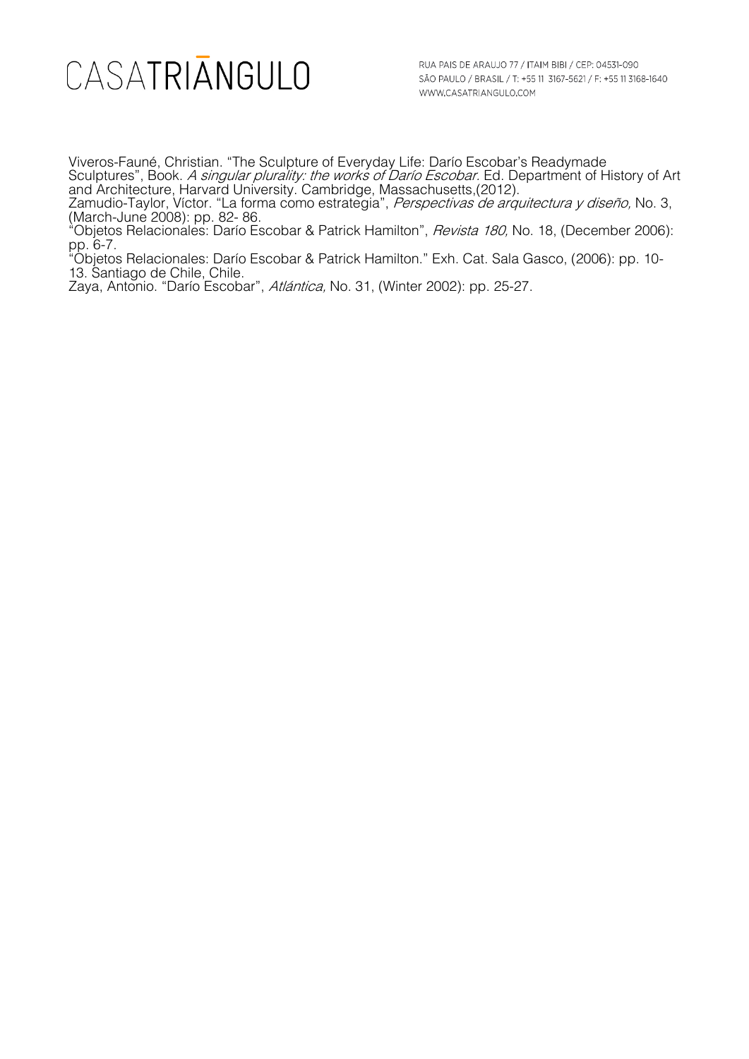Viveros-Fauné, Christian. "The Sculpture of Everyday Life: Darío Escobar's Readymade Sculptures", Book. *A singular plurality: the works of Darío Escobar.* Ed. Department of History of Art and Architecture, Harvard University. Cambridge, Massachusetts,(2012).

Zamudio-Taylor, Víctor. "La forma como estrategia", *Perspectivas de arquitectura y diseño,* No. 3, (March-June 2008): pp. 82- 86.

"Objetos Relacionales: Darío Escobar & Patrick Hamilton", *Revista 180,* No. 18, (December 2006): pp. 6-7.

"Objetos Relacionales: Darío Escobar & Patrick Hamilton." Exh. Cat. Sala Gasco, (2006): pp. 10-13. Santiago de Chile, Chile.

Zaya, Antonio. "Darío Escobar", *Atlántica,* No. 31, (Winter 2002): pp. 25-27.